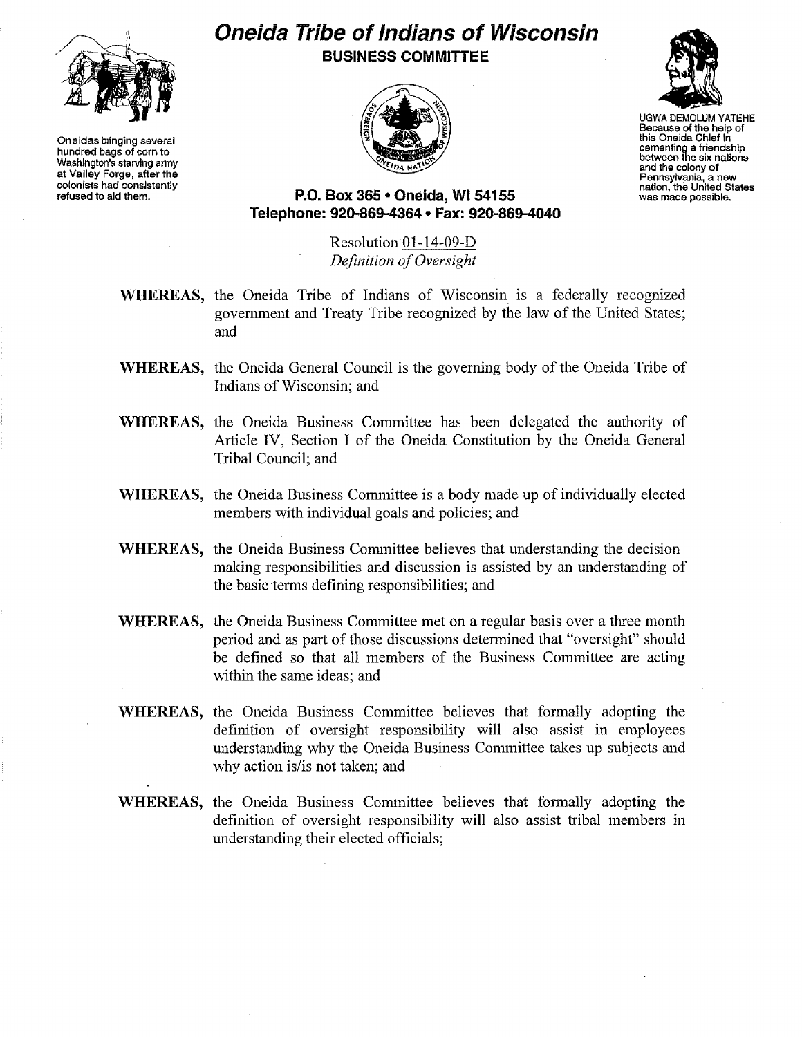# Oneida Tribe of Indians of Wisconsin

## BUSINESS COMMITTEE

Oneidas bringing several hundred bags of corn to Washington's starving army at Valley Forge, after the colonists had consistently refused to aid them.

UGWA DEMOLUM YATEHE
Because of the help of this Oneida Chief in cementing a friendship between the six nations and the colony of Pennsylvania, a new nation, the United States was made possible.

**P.O. Box 365 • Oneida, WI 54155**
**Telephone: 920-869-4364 • Fax: 920-869-4040**

Resolution 01-14-09-D
*Definition of Oversight*

**WHEREAS,** the Oneida Tribe of Indians of Wisconsin is a federally recognized government and Treaty Tribe recognized by the law of the United States; and

**WHEREAS,** the Oneida General Council is the governing body of the Oneida Tribe of Indians of Wisconsin; and

**WHEREAS,** the Oneida Business Committee has been delegated the authority of Article IV, Section I of the Oneida Constitution by the Oneida General Tribal Council; and

**WHEREAS,** the Oneida Business Committee is a body made up of individually elected members with individual goals and policies; and

**WHEREAS,** the Oneida Business Committee believes that understanding the decision-making responsibilities and discussion is assisted by an understanding of the basic terms defining responsibilities; and

**WHEREAS,** the Oneida Business Committee met on a regular basis over a three month period and as part of those discussions determined that "oversight" should be defined so that all members of the Business Committee are acting within the same ideas; and

**WHEREAS,** the Oneida Business Committee believes that formally adopting the definition of oversight responsibility will also assist in employees understanding why the Oneida Business Committee takes up subjects and why action is/is not taken; and

**WHEREAS,** the Oneida Business Committee believes that formally adopting the definition of oversight responsibility will also assist tribal members in understanding their elected officials;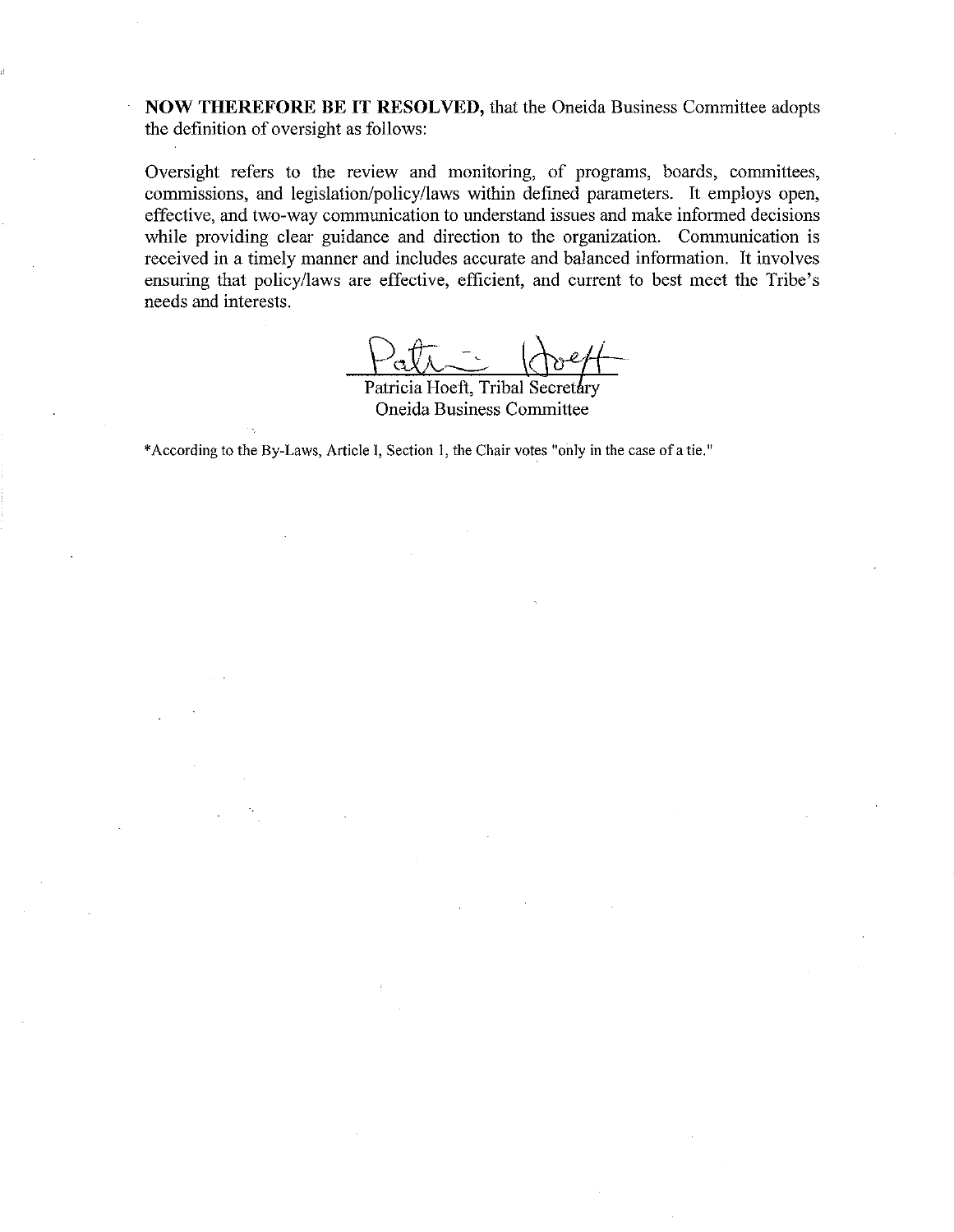**NOW THEREFORE BE IT RESOLVED,** that the Oneida Business Committee adopts the definition of oversight as follows:

Oversight refers to the review and monitoring, of programs, boards, committees, commissions, and legislation/policy/laws within defined parameters. It employs open, effective, and two-way communication to understand issues and make informed decisions while providing clear guidance and direction to the organization. Communication is received in a timely manner and includes accurate and balanced information. It involves ensuring that policy/laws are effective, efficient, and current to best meet the Tribe's needs and interests.

Patricia Hoeft, Tribal Secretary
Oneida Business Committee

*According to the By-Laws, Article I, Section 1, the Chair votes "only in the case of a tie."